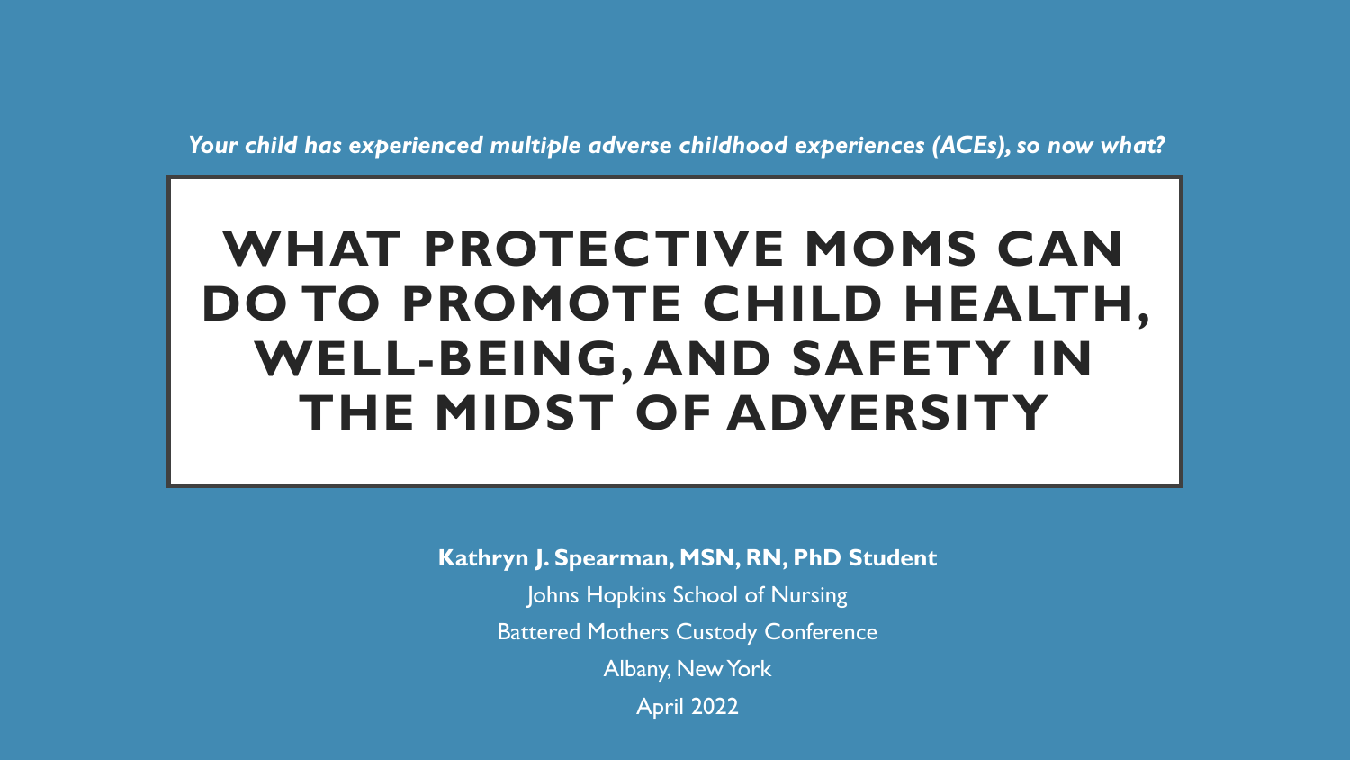*Your child has experienced multiple adverse childhood experiences (ACEs), so now what?*

# WHAT PROTECTIVE MOMS CAN DO TO PROMOTE CHILD HEALTH, WELL-BEING, AND SAFETY IN THE MIDST OF ADVERSITY

**Kathryn J. Spearman, MSN, RN, PhD Student**

Johns Hopkins School of Nursing

Battered Mothers Custody Conference

Albany, New York

April 2022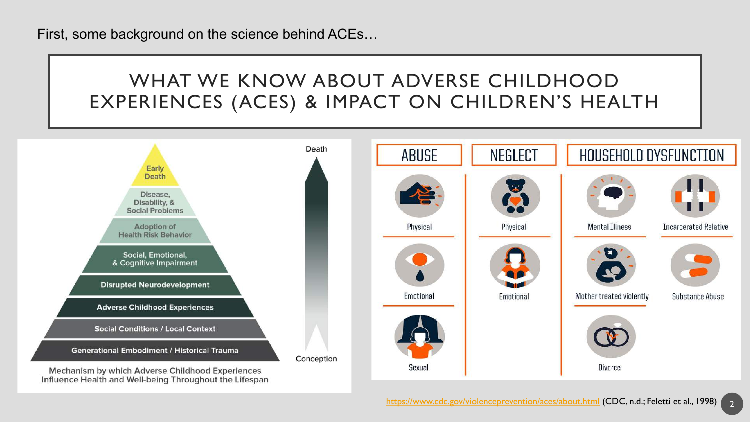First, some background on the science behind ACEs…

# WHAT WE KNOW ABOUT ADVERSE CHILDHOOD EXPERIENCES (ACES) & IMPACT ON CHILDREN'S HEALTH

Death

- Early Death
- Disease, Disability, & Social Problems
- Adoption of Health Risk Behavior
- Social, Emotional, & Cognitive Impairment
- Disrupted Neurodevelopment
- Adverse Childhood Experiences
- Social Conditions / Local Context
- Generational Embodiment / Historical Trauma

Conception

Mechanism by which Adverse Childhood Experiences Influence Health and Well-being Throughout the Lifespan

| ABUSE | NEGLECT | HOUSEHOLD DYSFUNCTION | |
|---|---|---|---|
| Physical | Physical | Mental Illness | Incarcerated Relative |
| Emotional | Emotional | Mother treated violently | Substance Abuse |
| Sexual | | Divorce | |

https://www.cdc.gov/violenceprevention/aces/about.html (CDC, n.d.; Feletti et al., 1998)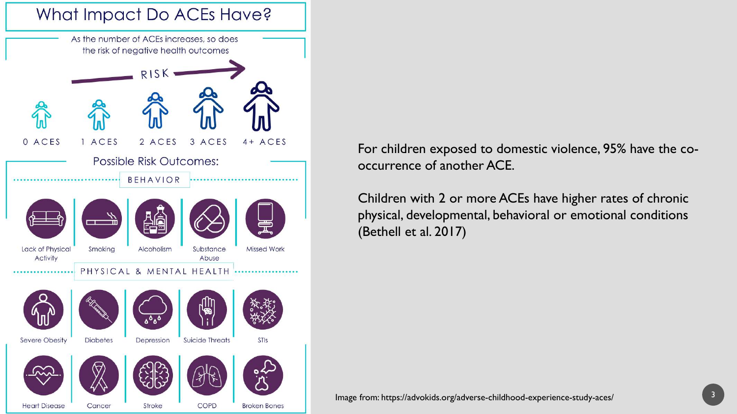# What Impact Do ACEs Have?

As the number of ACEs increases, so does the risk of negative health outcomes

RISK

0 ACES | 1 ACES | 2 ACES | 3 ACES | 4+ ACES

## Possible Risk Outcomes:

### BEHAVIOR

- Lack of Physical Activity
- Smoking
- Alcoholism
- Substance Abuse
- Missed Work

### PHYSICAL & MENTAL HEALTH

- Severe Obesity
- Diabetes
- Depression
- Suicide Threats
- STIs
- Heart Disease
- Cancer
- Stroke
- COPD
- Broken Bones

For children exposed to domestic violence, 95% have the co-occurrence of another ACE.

Children with 2 or more ACEs have higher rates of chronic physical, developmental, behavioral or emotional conditions (Bethell et al. 2017)

Image from: https://advokids.org/adverse-childhood-experience-study-aces/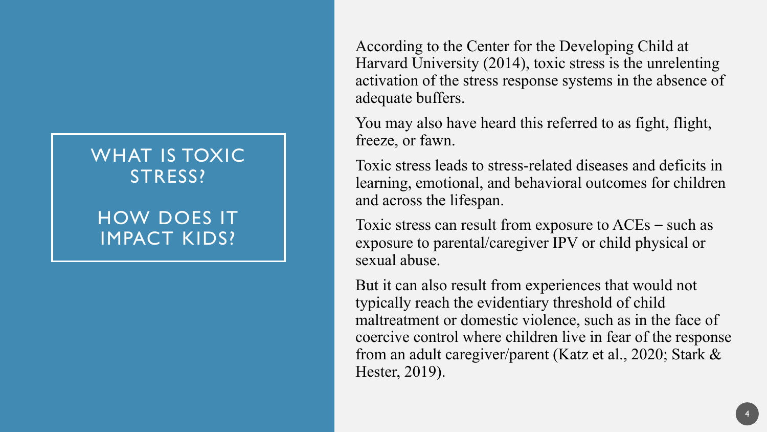# WHAT IS TOXIC STRESS?

# HOW DOES IT IMPACT KIDS?

According to the Center for the Developing Child at Harvard University (2014), toxic stress is the unrelenting activation of the stress response systems in the absence of adequate buffers.

You may also have heard this referred to as fight, flight, freeze, or fawn.

Toxic stress leads to stress-related diseases and deficits in learning, emotional, and behavioral outcomes for children and across the lifespan.

Toxic stress can result from exposure to ACEs – such as exposure to parental/caregiver IPV or child physical or sexual abuse.

But it can also result from experiences that would not typically reach the evidentiary threshold of child maltreatment or domestic violence, such as in the face of coercive control where children live in fear of the response from an adult caregiver/parent (Katz et al., 2020; Stark & Hester, 2019).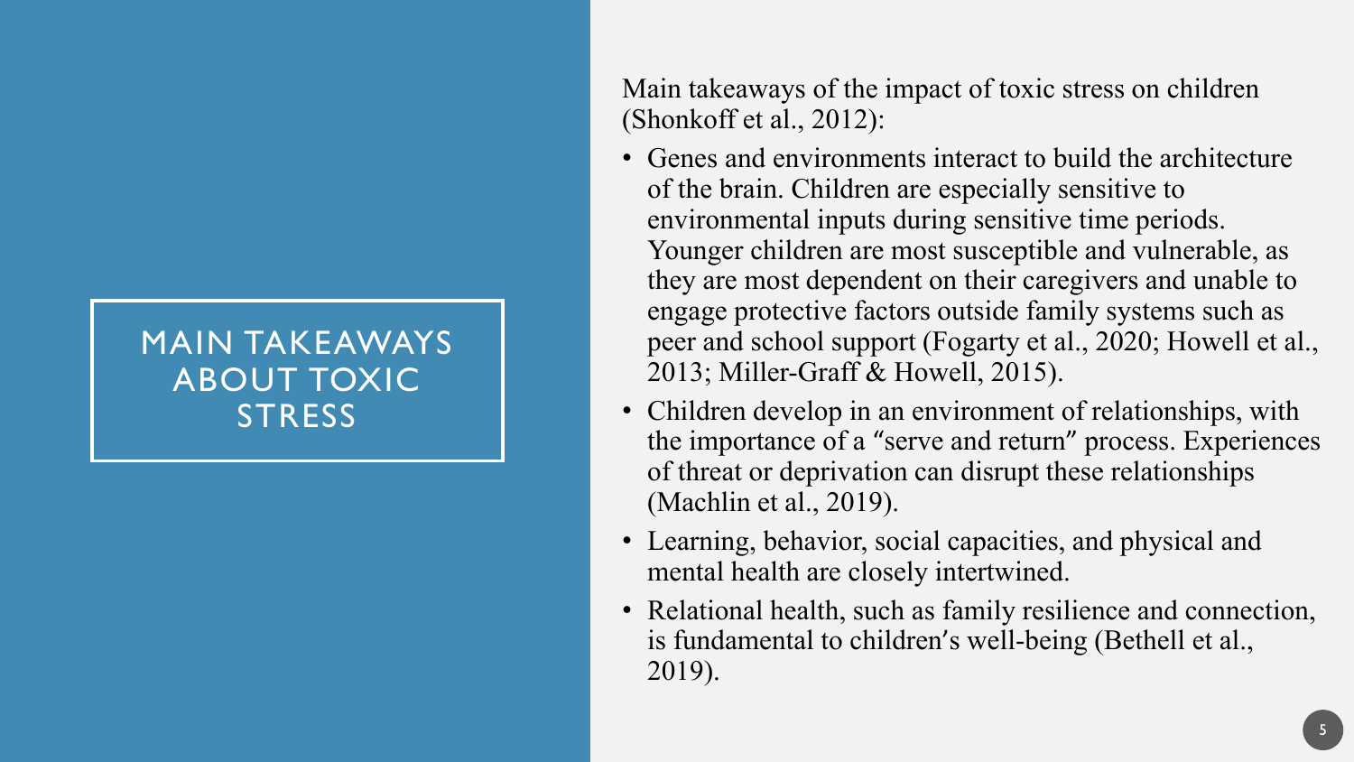# MAIN TAKEAWAYS ABOUT TOXIC STRESS

Main takeaways of the impact of toxic stress on children (Shonkoff et al., 2012):

- Genes and environments interact to build the architecture of the brain. Children are especially sensitive to environmental inputs during sensitive time periods. Younger children are most susceptible and vulnerable, as they are most dependent on their caregivers and unable to engage protective factors outside family systems such as peer and school support (Fogarty et al., 2020; Howell et al., 2013; Miller-Graff & Howell, 2015).
- Children develop in an environment of relationships, with the importance of a "serve and return" process. Experiences of threat or deprivation can disrupt these relationships (Machlin et al., 2019).
- Learning, behavior, social capacities, and physical and mental health are closely intertwined.
- Relational health, such as family resilience and connection, is fundamental to children's well-being (Bethell et al., 2019).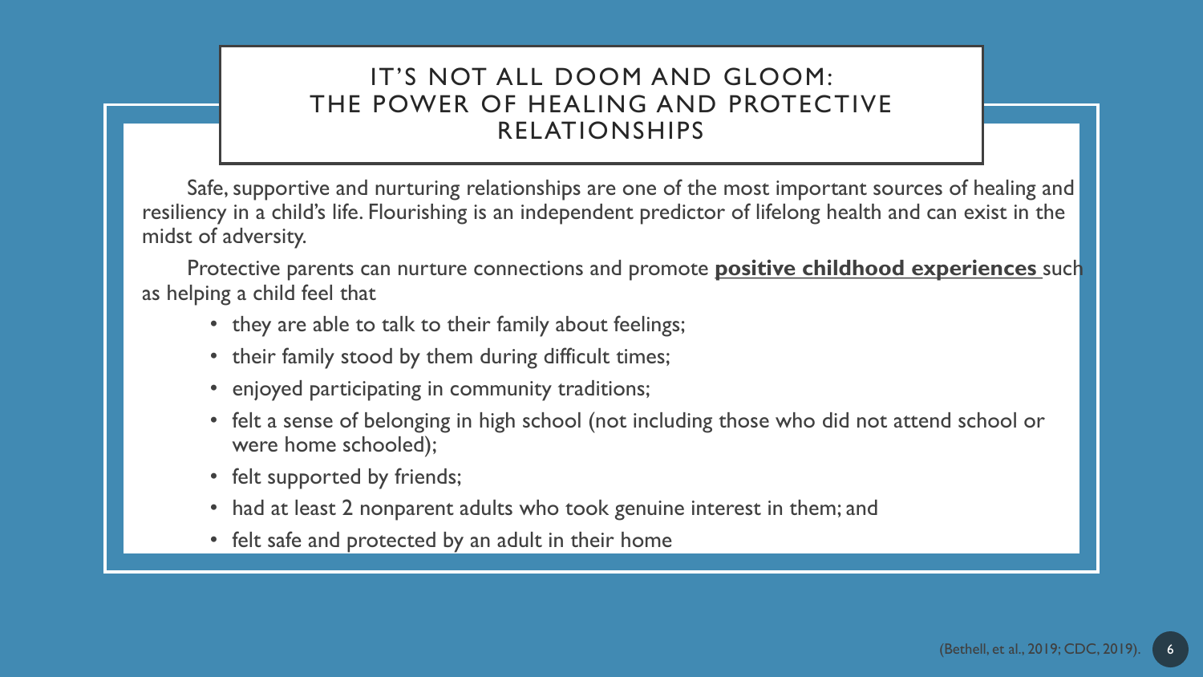# IT'S NOT ALL DOOM AND GLOOM: THE POWER OF HEALING AND PROTECTIVE RELATIONSHIPS

Safe, supportive and nurturing relationships are one of the most important sources of healing and resiliency in a child's life. Flourishing is an independent predictor of lifelong health and can exist in the midst of adversity.

Protective parents can nurture connections and promote **positive childhood experiences** such as helping a child feel that

- they are able to talk to their family about feelings;
- their family stood by them during difficult times;
- enjoyed participating in community traditions;
- felt a sense of belonging in high school (not including those who did not attend school or were home schooled);
- felt supported by friends;
- had at least 2 nonparent adults who took genuine interest in them; and
- felt safe and protected by an adult in their home

(Bethell, et al., 2019; CDC, 2019).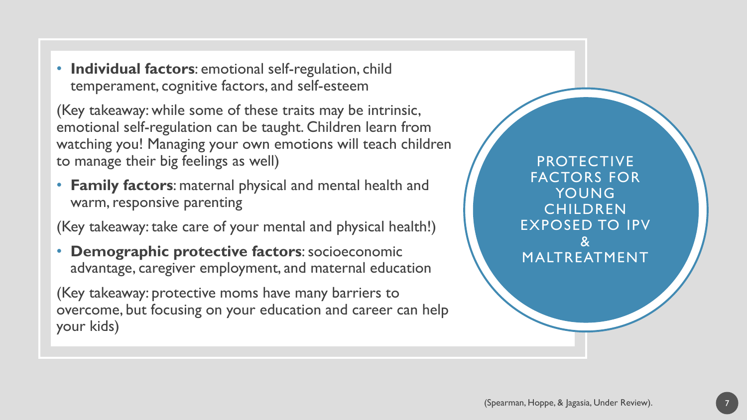# PROTECTIVE FACTORS FOR YOUNG CHILDREN EXPOSED TO IPV & MALTREATMENT

- **Individual factors**: emotional self-regulation, child temperament, cognitive factors, and self-esteem

(Key takeaway: while some of these traits may be intrinsic, emotional self-regulation can be taught. Children learn from watching you! Managing your own emotions will teach children to manage their big feelings as well)

- **Family factors**: maternal physical and mental health and warm, responsive parenting

(Key takeaway: take care of your mental and physical health!)

- **Demographic protective factors**: socioeconomic advantage, caregiver employment, and maternal education

(Key takeaway: protective moms have many barriers to overcome, but focusing on your education and career can help your kids)

(Spearman, Hoppe, & Jagasia, Under Review).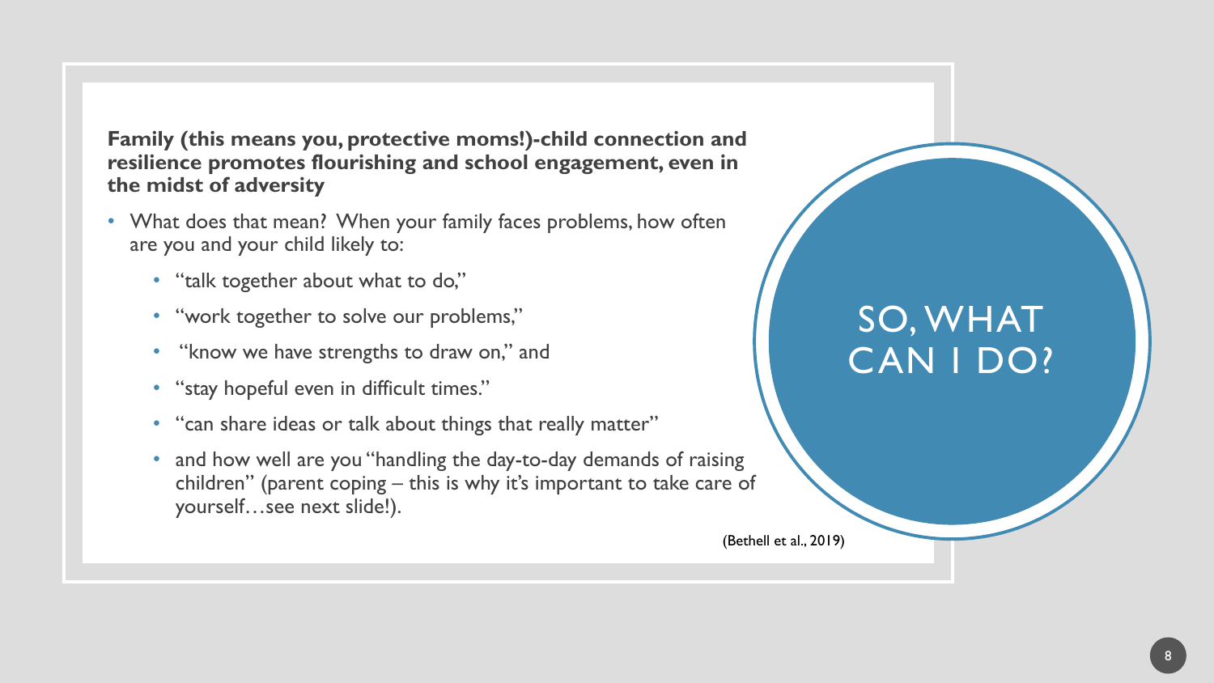## SO, WHAT CAN I DO?

**Family (this means you, protective moms!)-child connection and resilience promotes flourishing and school engagement, even in the midst of adversity**

- What does that mean? When your family faces problems, how often are you and your child likely to:
  - "talk together about what to do,"
  - "work together to solve our problems,"
  - "know we have strengths to draw on," and
  - "stay hopeful even in difficult times."
  - "can share ideas or talk about things that really matter"
  - and how well are you "handling the day-to-day demands of raising children" (parent coping – this is why it's important to take care of yourself…see next slide!).

(Bethell et al., 2019)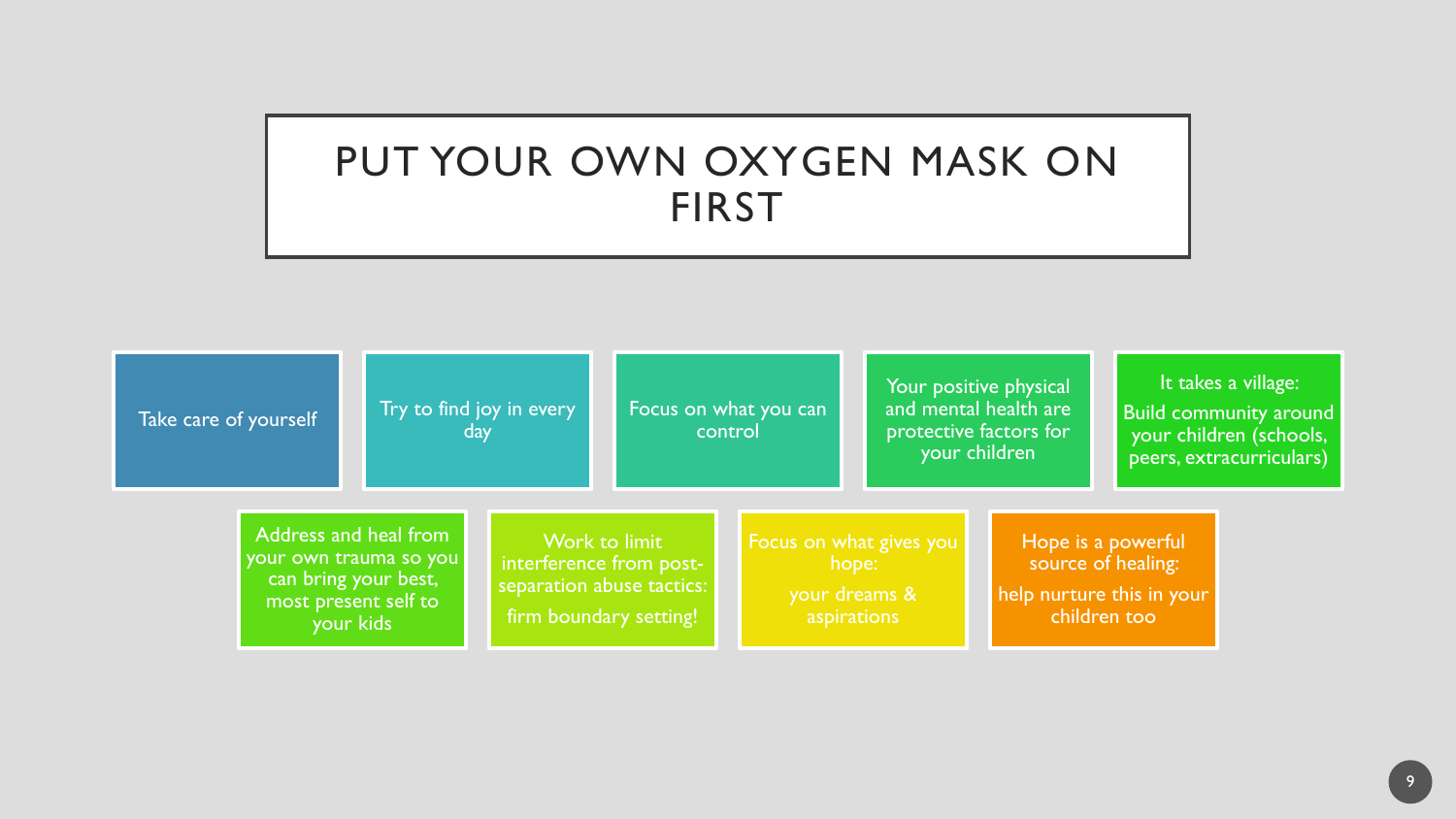# PUT YOUR OWN OXYGEN MASK ON FIRST

- Take care of yourself
- Try to find joy in every day
- Focus on what you can control
- Your positive physical and mental health are protective factors for your children
- It takes a village:
  Build community around your children (schools, peers, extracurriculars)
- Address and heal from your own trauma so you can bring your best, most present self to your kids
- Work to limit interference from post-separation abuse tactics:
  firm boundary setting!
- Focus on what gives you hope:
  your dreams & aspirations
- Hope is a powerful source of healing:
  help nurture this in your children too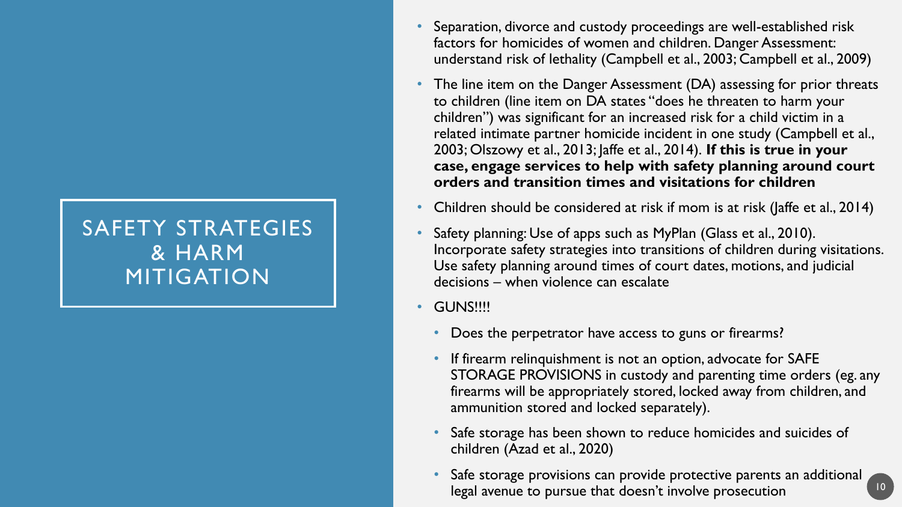# SAFETY STRATEGIES & HARM MITIGATION

- Separation, divorce and custody proceedings are well-established risk factors for homicides of women and children. Danger Assessment: understand risk of lethality (Campbell et al., 2003; Campbell et al., 2009)
- The line item on the Danger Assessment (DA) assessing for prior threats to children (line item on DA states "does he threaten to harm your children") was significant for an increased risk for a child victim in a related intimate partner homicide incident in one study (Campbell et al., 2003; Olszowy et al., 2013; Jaffe et al., 2014). **If this is true in your case, engage services to help with safety planning around court orders and transition times and visitations for children**
- Children should be considered at risk if mom is at risk (Jaffe et al., 2014)
- Safety planning: Use of apps such as MyPlan (Glass et al., 2010). Incorporate safety strategies into transitions of children during visitations. Use safety planning around times of court dates, motions, and judicial decisions – when violence can escalate
- GUNS!!!!
  - Does the perpetrator have access to guns or firearms?
  - If firearm relinquishment is not an option, advocate for SAFE STORAGE PROVISIONS in custody and parenting time orders (eg. any firearms will be appropriately stored, locked away from children, and ammunition stored and locked separately).
  - Safe storage has been shown to reduce homicides and suicides of children (Azad et al., 2020)
  - Safe storage provisions can provide protective parents an additional legal avenue to pursue that doesn't involve prosecution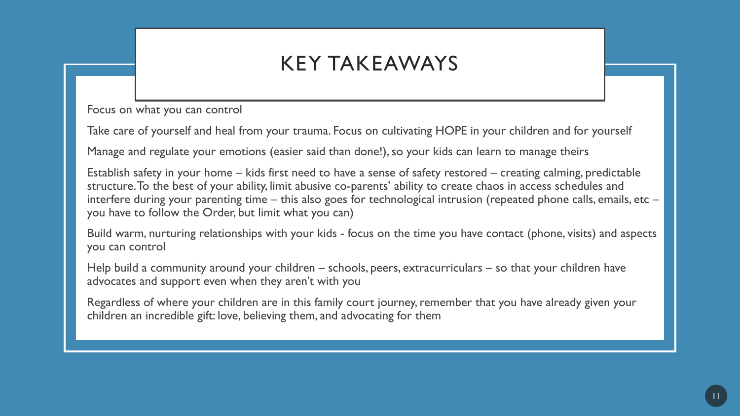# KEY TAKEAWAYS

Focus on what you can control

Take care of yourself and heal from your trauma. Focus on cultivating HOPE in your children and for yourself

Manage and regulate your emotions (easier said than done!), so your kids can learn to manage theirs

Establish safety in your home – kids first need to have a sense of safety restored – creating calming, predictable structure. To the best of your ability, limit abusive co-parents' ability to create chaos in access schedules and interfere during your parenting time – this also goes for technological intrusion (repeated phone calls, emails, etc – you have to follow the Order, but limit what you can)

Build warm, nurturing relationships with your kids - focus on the time you have contact (phone, visits) and aspects you can control

Help build a community around your children – schools, peers, extracurriculars – so that your children have advocates and support even when they aren't with you

Regardless of where your children are in this family court journey, remember that you have already given your children an incredible gift: love, believing them, and advocating for them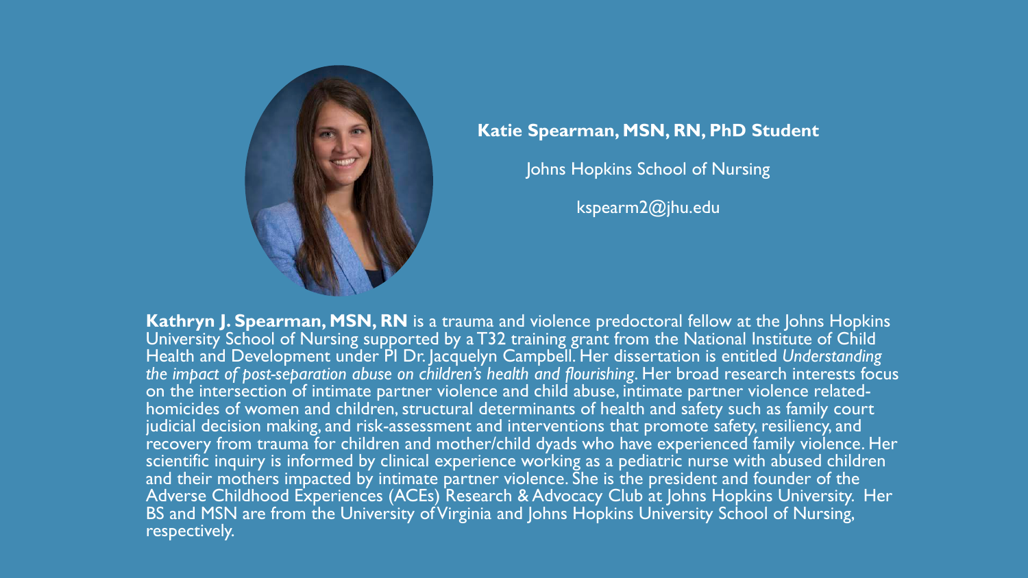**Katie Spearman, MSN, RN, PhD Student**

Johns Hopkins School of Nursing

kspearm2@jhu.edu

**Kathryn J. Spearman, MSN, RN** is a trauma and violence predoctoral fellow at the Johns Hopkins University School of Nursing supported by a T32 training grant from the National Institute of Child Health and Development under PI Dr. Jacquelyn Campbell. Her dissertation is entitled *Understanding the impact of post-separation abuse on children's health and flourishing*. Her broad research interests focus on the intersection of intimate partner violence and child abuse, intimate partner violence related-homicides of women and children, structural determinants of health and safety such as family court judicial decision making, and risk-assessment and interventions that promote safety, resiliency, and recovery from trauma for children and mother/child dyads who have experienced family violence. Her scientific inquiry is informed by clinical experience working as a pediatric nurse with abused children and their mothers impacted by intimate partner violence. She is the president and founder of the Adverse Childhood Experiences (ACEs) Research & Advocacy Club at Johns Hopkins University. Her BS and MSN are from the University of Virginia and Johns Hopkins University School of Nursing, respectively.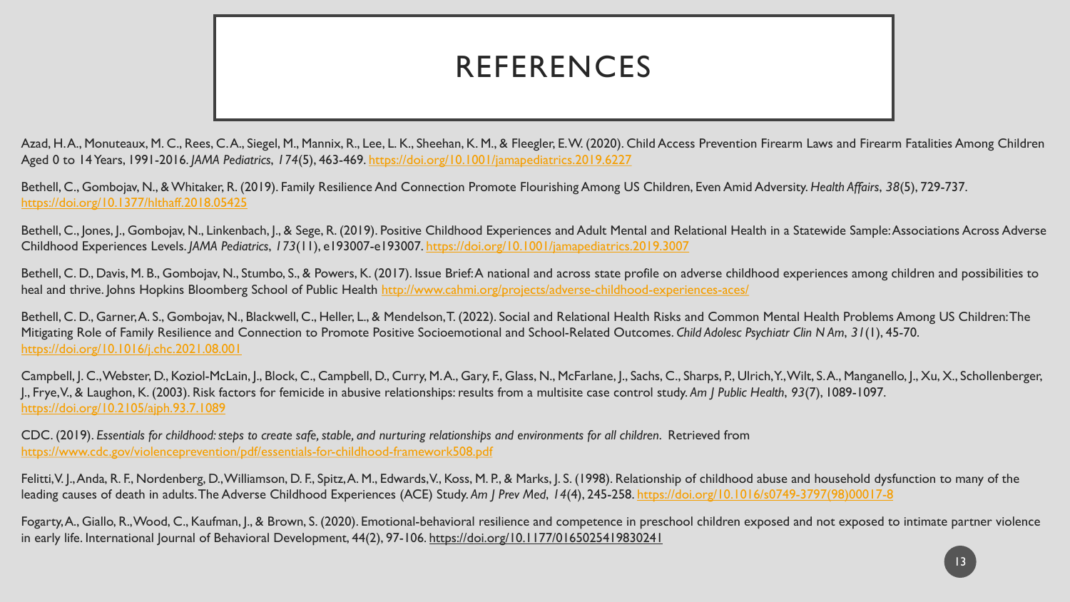# REFERENCES

Azad, H. A., Monuteaux, M. C., Rees, C. A., Siegel, M., Mannix, R., Lee, L. K., Sheehan, K. M., & Fleegler, E. W. (2020). Child Access Prevention Firearm Laws and Firearm Fatalities Among Children Aged 0 to 14 Years, 1991-2016. *JAMA Pediatrics*, *174*(5), 463-469. https://doi.org/10.1001/jamapediatrics.2019.6227

Bethell, C., Gombojav, N., & Whitaker, R. (2019). Family Resilience And Connection Promote Flourishing Among US Children, Even Amid Adversity. *Health Affairs*, *38*(5), 729-737. https://doi.org/10.1377/hlthaff.2018.05425

Bethell, C., Jones, J., Gombojav, N., Linkenbach, J., & Sege, R. (2019). Positive Childhood Experiences and Adult Mental and Relational Health in a Statewide Sample: Associations Across Adverse Childhood Experiences Levels. *JAMA Pediatrics*, *173*(11), e193007-e193007. https://doi.org/10.1001/jamapediatrics.2019.3007

Bethell, C. D., Davis, M. B., Gombojav, N., Stumbo, S., & Powers, K. (2017). Issue Brief: A national and across state profile on adverse childhood experiences among children and possibilities to heal and thrive. Johns Hopkins Bloomberg School of Public Health http://www.cahmi.org/projects/adverse-childhood-experiences-aces/

Bethell, C. D., Garner, A. S., Gombojav, N., Blackwell, C., Heller, L., & Mendelson, T. (2022). Social and Relational Health Risks and Common Mental Health Problems Among US Children: The Mitigating Role of Family Resilience and Connection to Promote Positive Socioemotional and School-Related Outcomes. *Child Adolesc Psychiatr Clin N Am*, *31*(1), 45-70. https://doi.org/10.1016/j.chc.2021.08.001

Campbell, J. C., Webster, D., Koziol-McLain, J., Block, C., Campbell, D., Curry, M. A., Gary, F., Glass, N., McFarlane, J., Sachs, C., Sharps, P., Ulrich, Y., Wilt, S. A., Manganello, J., Xu, X., Schollenberger, J., Frye, V., & Laughon, K. (2003). Risk factors for femicide in abusive relationships: results from a multisite case control study. *Am J Public Health*, *93*(7), 1089-1097. https://doi.org/10.2105/ajph.93.7.1089

CDC. (2019). *Essentials for childhood: steps to create safe, stable, and nurturing relationships and environments for all children*. Retrieved from https://www.cdc.gov/violenceprevention/pdf/essentials-for-childhood-framework508.pdf

Felitti, V. J., Anda, R. F., Nordenberg, D., Williamson, D. F., Spitz, A. M., Edwards, V., Koss, M. P., & Marks, J. S. (1998). Relationship of childhood abuse and household dysfunction to many of the leading causes of death in adults. The Adverse Childhood Experiences (ACE) Study. *Am J Prev Med*, *14*(4), 245-258. https://doi.org/10.1016/s0749-3797(98)00017-8

Fogarty, A., Giallo, R., Wood, C., Kaufman, J., & Brown, S. (2020). Emotional-behavioral resilience and competence in preschool children exposed and not exposed to intimate partner violence in early life. International Journal of Behavioral Development, 44(2), 97-106. https://doi.org/10.1177/0165025419830241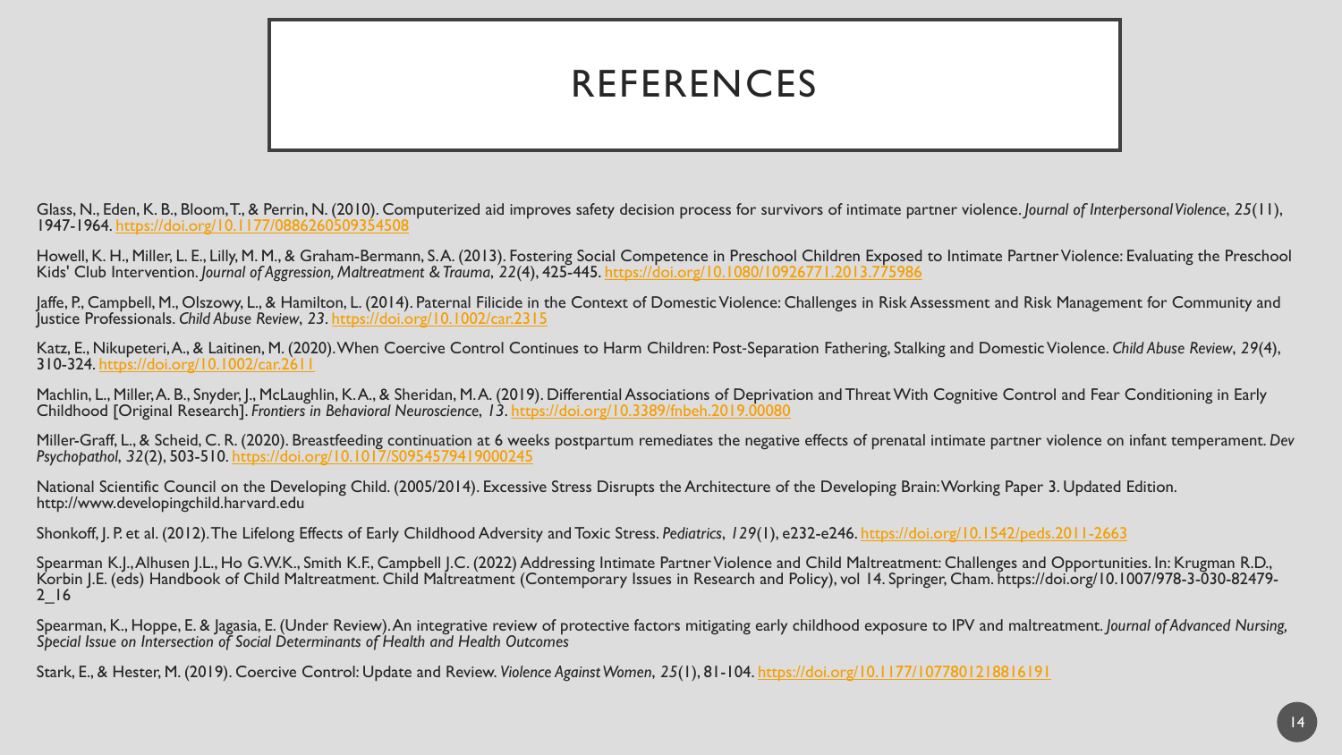# REFERENCES

Glass, N., Eden, K. B., Bloom, T., & Perrin, N. (2010). Computerized aid improves safety decision process for survivors of intimate partner violence. *Journal of Interpersonal Violence*, *25*(11), 1947-1964. https://doi.org/10.1177/0886260509354508

Howell, K. H., Miller, L. E., Lilly, M. M., & Graham-Bermann, S. A. (2013). Fostering Social Competence in Preschool Children Exposed to Intimate Partner Violence: Evaluating the Preschool Kids' Club Intervention. *Journal of Aggression, Maltreatment & Trauma*, *22*(4), 425-445. https://doi.org/10.1080/10926771.2013.775986

Jaffe, P., Campbell, M., Olszowy, L., & Hamilton, L. (2014). Paternal Filicide in the Context of Domestic Violence: Challenges in Risk Assessment and Risk Management for Community and Justice Professionals. *Child Abuse Review*, *23*. https://doi.org/10.1002/car.2315

Katz, E., Nikupeteri, A., & Laitinen, M. (2020). When Coercive Control Continues to Harm Children: Post-Separation Fathering, Stalking and Domestic Violence. *Child Abuse Review*, *29*(4), 310-324. https://doi.org/10.1002/car.2611

Machlin, L., Miller, A. B., Snyder, J., McLaughlin, K. A., & Sheridan, M. A. (2019). Differential Associations of Deprivation and Threat With Cognitive Control and Fear Conditioning in Early Childhood [Original Research]. *Frontiers in Behavioral Neuroscience*, *13*. https://doi.org/10.3389/fnbeh.2019.00080

Miller-Graff, L., & Scheid, C. R. (2020). Breastfeeding continuation at 6 weeks postpartum remediates the negative effects of prenatal intimate partner violence on infant temperament. *Dev Psychopathol*, *32*(2), 503-510. https://doi.org/10.1017/S0954579419000245

National Scientific Council on the Developing Child. (2005/2014). Excessive Stress Disrupts the Architecture of the Developing Brain: Working Paper 3. Updated Edition. http://www.developingchild.harvard.edu

Shonkoff, J. P. et al. (2012). The Lifelong Effects of Early Childhood Adversity and Toxic Stress. *Pediatrics*, *129*(1), e232-e246. https://doi.org/10.1542/peds.2011-2663

Spearman K.J., Alhusen J.L., Ho G.W.K., Smith K.F., Campbell J.C. (2022) Addressing Intimate Partner Violence and Child Maltreatment: Challenges and Opportunities. In: Krugman R.D., Korbin J.E. (eds) Handbook of Child Maltreatment. Child Maltreatment (Contemporary Issues in Research and Policy), vol 14. Springer, Cham. https://doi.org/10.1007/978-3-030-82479-2_16

Spearman, K., Hoppe, E. & Jagasia, E. (Under Review). An integrative review of protective factors mitigating early childhood exposure to IPV and maltreatment. *Journal of Advanced Nursing, Special Issue on Intersection of Social Determinants of Health and Health Outcomes*

Stark, E., & Hester, M. (2019). Coercive Control: Update and Review. *Violence Against Women*, *25*(1), 81-104. https://doi.org/10.1177/1077801218816191